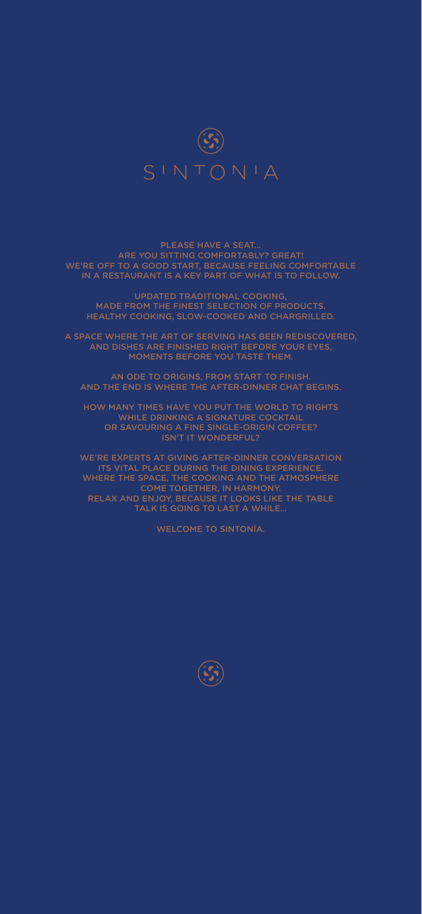# SINTONIA

PLEASE HAVE A SEAT...
ARE YOU SITTING COMFORTABLY? GREAT!
WE'RE OFF TO A GOOD START, BECAUSE FEELING COMFORTABLE IN A RESTAURANT IS A KEY PART OF WHAT IS TO FOLLOW.

UPDATED TRADITIONAL COOKING,
MADE FROM THE FINEST SELECTION OF PRODUCTS.
HEALTHY COOKING, SLOW-COOKED AND CHARGRILLED.

A SPACE WHERE THE ART OF SERVING HAS BEEN REDISCOVERED, AND DISHES ARE FINISHED RIGHT BEFORE YOUR EYES, MOMENTS BEFORE YOU TASTE THEM.

AN ODE TO ORIGINS, FROM START TO FINISH.
AND THE END IS WHERE THE AFTER-DINNER CHAT BEGINS.

HOW MANY TIMES HAVE YOU PUT THE WORLD TO RIGHTS WHILE DRINKING A SIGNATURE COCKTAIL OR SAVOURING A FINE SINGLE-ORIGIN COFFEE?
ISN'T IT WONDERFUL?

WE'RE EXPERTS AT GIVING AFTER-DINNER CONVERSATION ITS VITAL PLACE DURING THE DINING EXPERIENCE.
WHERE THE SPACE, THE COOKING AND THE ATMOSPHERE COME TOGETHER, IN HARMONY.
RELAX AND ENJOY, BECAUSE IT LOOKS LIKE THE TABLE TALK IS GOING TO LAST A WHILE...

WELCOME TO SINTONÍA.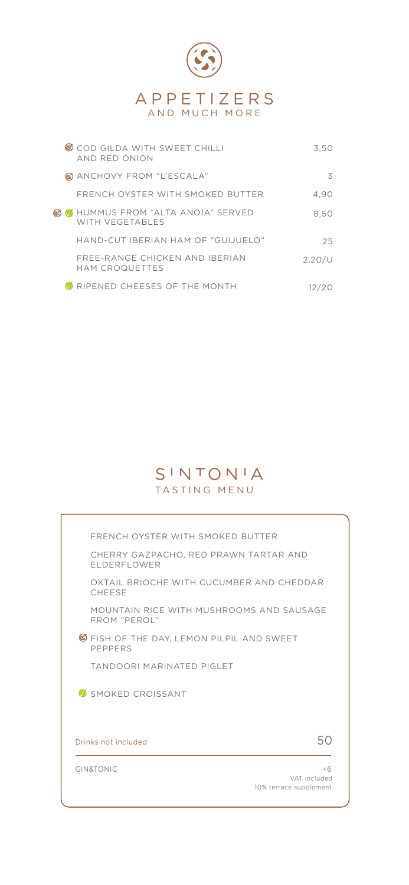# APPETIZERS
## AND MUCH MORE

| | |
|---|---|
| COD GILDA WITH SWEET CHILLI AND RED ONION | 3,50 |
| ANCHOVY FROM "L'ESCALA" | 3 |
| FRENCH OYSTER WITH SMOKED BUTTER | 4,90 |
| HUMMUS FROM "ALTA ANOIA" SERVED WITH VEGETABLES | 8,50 |
| HAND-CUT IBERIAN HAM OF "GUIJUELO" | 25 |
| FREE-RANGE CHICKEN AND IBERIAN HAM CROQUETTES | 2,20/U |
| RIPENED CHEESES OF THE MONTH | 12/20 |

# SINTONIA
## TASTING MENU

FRENCH OYSTER WITH SMOKED BUTTER

CHERRY GAZPACHO, RED PRAWN TARTAR AND ELDERFLOWER

OXTAIL BRIOCHE WITH CUCUMBER AND CHEDDAR CHEESE

MOUNTAIN RICE WITH MUSHROOMS AND SAUSAGE FROM "PEROL"

FISH OF THE DAY, LEMON PILPIL AND SWEET PEPPERS

TANDOORI MARINATED PIGLET

SMOKED CROISSANT

Drinks not included — 50

GIN&TONIC — +6

VAT included

10% terrace supplement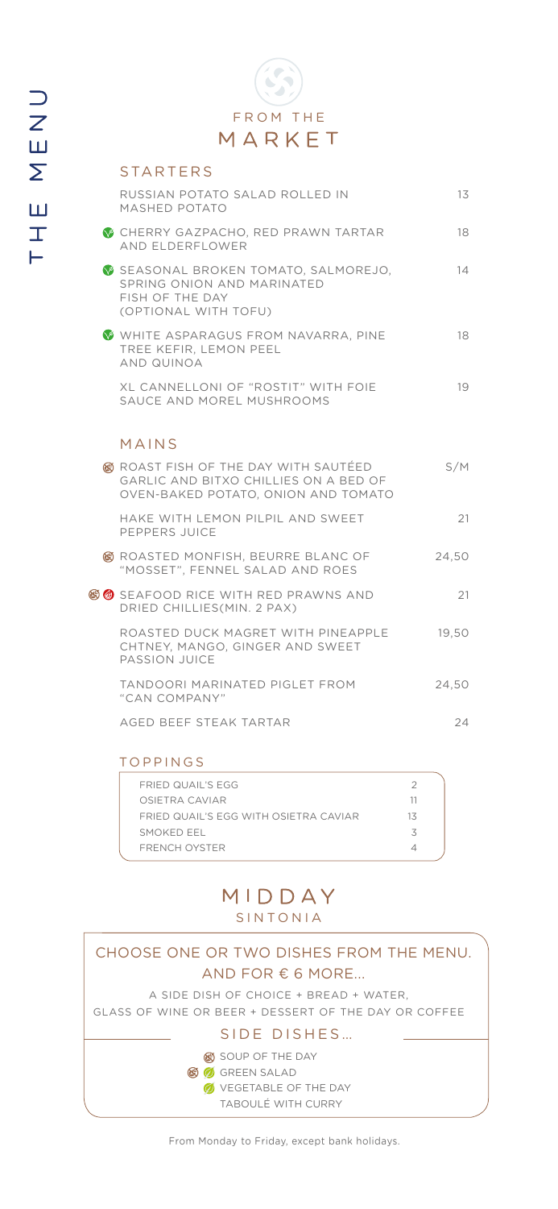THE MENU

# FROM THE MARKET

## STARTERS

| Dish | Price |
|---|---|
| RUSSIAN POTATO SALAD ROLLED IN MASHED POTATO | 13 |
| CHERRY GAZPACHO, RED PRAWN TARTAR AND ELDERFLOWER | 18 |
| SEASONAL BROKEN TOMATO, SALMOREJO, SPRING ONION AND MARINATED FISH OF THE DAY (OPTIONAL WITH TOFU) | 14 |
| WHITE ASPARAGUS FROM NAVARRA, PINE TREE KEFIR, LEMON PEEL AND QUINOA | 18 |
| XL CANNELLONI OF "ROSTIT" WITH FOIE SAUCE AND MOREL MUSHROOMS | 19 |

## MAINS

| Dish | Price |
|---|---|
| ROAST FISH OF THE DAY WITH SAUTÉED GARLIC AND BITXO CHILLIES ON A BED OF OVEN-BAKED POTATO, ONION AND TOMATO | S/M |
| HAKE WITH LEMON PILPIL AND SWEET PEPPERS JUICE | 21 |
| ROASTED MONFISH, BEURRE BLANC OF "MOSSET", FENNEL SALAD AND ROES | 24,50 |
| SEAFOOD RICE WITH RED PRAWNS AND DRIED CHILLIES(MIN. 2 PAX) | 21 |
| ROASTED DUCK MAGRET WITH PINEAPPLE CHTNEY, MANGO, GINGER AND SWEET PASSION JUICE | 19,50 |
| TANDOORI MARINATED PIGLET FROM "CAN COMPANY" | 24,50 |
| AGED BEEF STEAK TARTAR | 24 |

### TOPPINGS

| Topping | Price |
|---|---|
| FRIED QUAIL'S EGG | 2 |
| OSIETRA CAVIAR | 11 |
| FRIED QUAIL'S EGG WITH OSIETRA CAVIAR | 13 |
| SMOKED EEL | 3 |
| FRENCH OYSTER | 4 |

# MIDDAY
## SINTONIA

CHOOSE ONE OR TWO DISHES FROM THE MENU. AND FOR € 6 MORE...

A SIDE DISH OF CHOICE + BREAD + WATER, GLASS OF WINE OR BEER + DESSERT OF THE DAY OR COFFEE

### SIDE DISHES...

- SOUP OF THE DAY
- GREEN SALAD
- VEGETABLE OF THE DAY
- TABOULÉ WITH CURRY

From Monday to Friday, except bank holidays.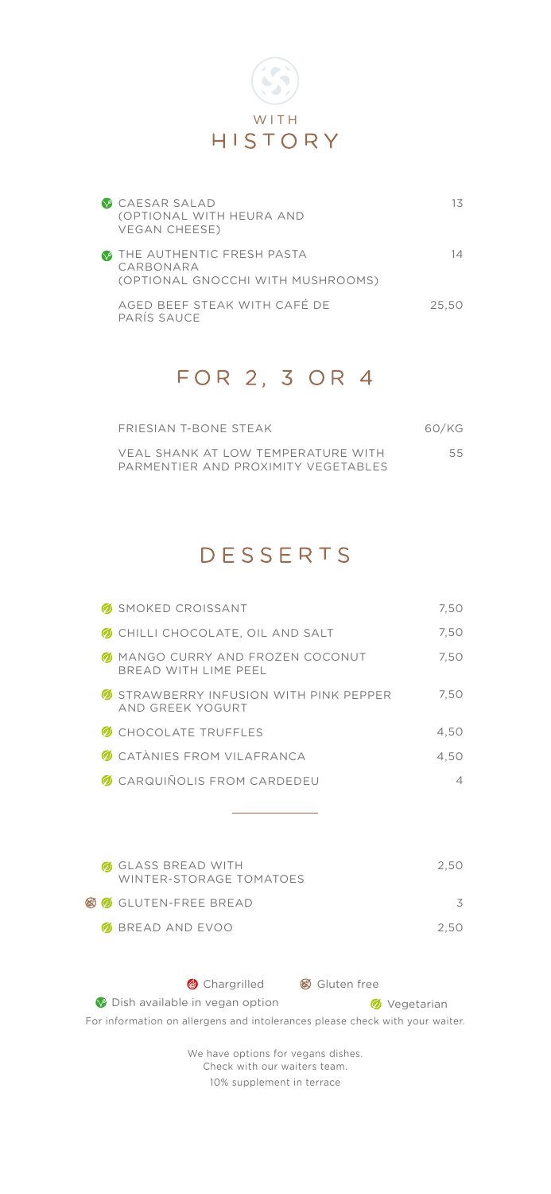## WITH HISTORY

| | |
|---|---|
| CAESAR SALAD (OPTIONAL WITH HEURA AND VEGAN CHEESE) | 13 |
| THE AUTHENTIC FRESH PASTA CARBONARA (OPTIONAL GNOCCHI WITH MUSHROOMS) | 14 |
| AGED BEEF STEAK WITH CAFÉ DE PARÍS SAUCE | 25,50 |

## FOR 2, 3 OR 4

| | |
|---|---|
| FRIESIAN T-BONE STEAK | 60/KG |
| VEAL SHANK AT LOW TEMPERATURE WITH PARMENTIER AND PROXIMITY VEGETABLES | 55 |

## DESSERTS

| | |
|---|---|
| SMOKED CROISSANT | 7,50 |
| CHILLI CHOCOLATE, OIL AND SALT | 7,50 |
| MANGO CURRY AND FROZEN COCONUT BREAD WITH LIME PEEL | 7,50 |
| STRAWBERRY INFUSION WITH PINK PEPPER AND GREEK YOGURT | 7,50 |
| CHOCOLATE TRUFFLES | 4,50 |
| CATÀNIES FROM VILAFRANCA | 4,50 |
| CARQUIÑOLIS FROM CARDEDEU | 4 |

---

| | |
|---|---|
| GLASS BREAD WITH WINTER-STORAGE TOMATOES | 2,50 |
| GLUTEN-FREE BREAD | 3 |
| BREAD AND EVOO | 2,50 |

Chargrilled · Gluten free · Dish available in vegan option · Vegetarian

For information on allergens and intolerances please check with your waiter.

We have options for vegans dishes.
Check with our waiters team.
10% supplement in terrace